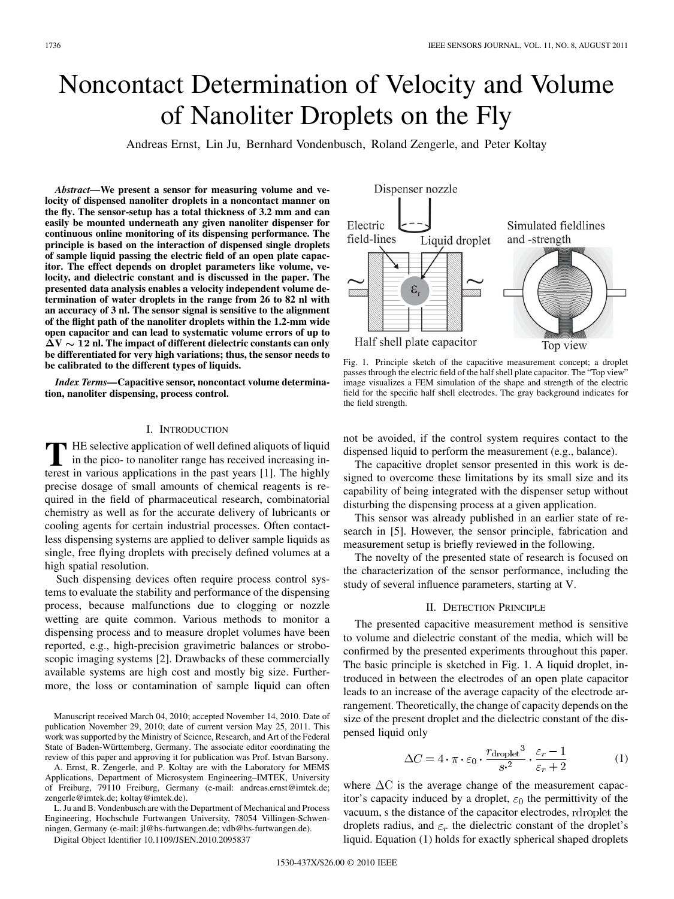# Noncontact Determination of Velocity and Volume of Nanoliter Droplets on the Fly

Andreas Ernst, Lin Ju, Bernhard Vondenbusch, Roland Zengerle, and Peter Koltay

***Abstract*—We present a sensor for measuring volume and velocity of dispensed nanoliter droplets in a noncontact manner on the fly. The sensor-setup has a total thickness of 3.2 mm and can easily be mounted underneath any given nanoliter dispenser for continuous online monitoring of its dispensing performance. The principle is based on the interaction of dispensed single droplets of sample liquid passing the electric field of an open plate capacitor. The effect depends on droplet parameters like volume, velocity, and dielectric constant and is discussed in the paper. The presented data analysis enables a velocity independent volume determination of water droplets in the range from 26 to 82 nl with an accuracy of 3 nl. The sensor signal is sensitive to the alignment of the flight path of the nanoliter droplets within the 1.2-mm wide open capacitor and can lead to systematic volume errors of up to $\Delta V \sim 12$ nl. The impact of different dielectric constants can only be differentiated for very high variations; thus, the sensor needs to be calibrated to the different types of liquids.**

***Index Terms*—Capacitive sensor, noncontact volume determination, nanoliter dispensing, process control.**

## I. Introduction

The selective application of well defined aliquots of liquid in the pico- to nanoliter range has received increasing interest in various applications in the past years [1]. The highly precise dosage of small amounts of chemical reagents is required in the field of pharmaceutical research, combinatorial chemistry as well as for the accurate delivery of lubricants or cooling agents for certain industrial processes. Often contactless dispensing systems are applied to deliver sample liquids as single, free flying droplets with precisely defined volumes at a high spatial resolution.

Such dispensing devices often require process control systems to evaluate the stability and performance of the dispensing process, because malfunctions due to clogging or nozzle wetting are quite common. Various methods to monitor a dispensing process and to measure droplet volumes have been reported, e.g., high-precision gravimetric balances or stroboscopic imaging systems [2]. Drawbacks of these commercially available systems are high cost and mostly big size. Furthermore, the loss or contamination of sample liquid can often not be avoided, if the control system requires contact to the dispensed liquid to perform the measurement (e.g., balance).

The capacitive droplet sensor presented in this work is designed to overcome these limitations by its small size and its capability of being integrated with the dispenser setup without disturbing the dispensing process at a given application.

This sensor was already published in an earlier state of research in [5]. However, the sensor principle, fabrication and measurement setup is briefly reviewed in the following.

The novelty of the presented state of research is focused on the characterization of the sensor performance, including the study of several influence parameters, starting at V.

Manuscript received March 04, 2010; accepted November 14, 2010. Date of publication November 29, 2010; date of current version May 25, 2011. This work was supported by the Ministry of Science, Research, and Art of the Federal State of Baden-Württemberg, Germany. The associate editor coordinating the review of this paper and approving it for publication was Prof. Istvan Barsony.

A. Ernst, R. Zengerle, and P. Koltay are with the Laboratory for MEMS Applications, Department of Microsystem Engineering–IMTEK, University of Freiburg, 79110 Freiburg, Germany (e-mail: andreas.ernst@imtek.de; zengerle@imtek.de; koltay@imtek.de).

L. Ju and B. Vondenbusch are with the Department of Mechanical and Process Engineering, Hochschule Furtwangen University, 78054 Villingen-Schwenningen, Germany (e-mail: jl@hs-furtwangen.de; vdb@hs-furtwangen.de).

Digital Object Identifier 10.1109/JSEN.2010.2095837

Fig. 1. Principle sketch of the capacitive measurement concept; a droplet passes through the electric field of the half shell plate capacitor. The "Top view" image visualizes a FEM simulation of the shape and strength of the electric field for the specific half shell electrodes. The gray background indicates for the field strength.

## II. Detection Principle

The presented capacitive measurement method is sensitive to volume and dielectric constant of the media, which will be confirmed by the presented experiments throughout this paper. The basic principle is sketched in Fig. 1. A liquid droplet, introduced in between the electrodes of an open plate capacitor leads to an increase of the average capacity of the electrode arrangement. Theoretically, the change of capacity depends on the size of the present droplet and the dielectric constant of the dispensed liquid only

$$\Delta C = 4 \cdot \pi \cdot \varepsilon_0 \cdot \frac{r_{\text{droplet}}{}^3}{s^{\cdot 2}} \cdot \frac{\varepsilon_r - 1}{\varepsilon_r + 2} \tag{1}$$

where $\Delta C$ is the average change of the measurement capacitor's capacity induced by a droplet, $\varepsilon_0$ the permittivity of the vacuum, s the distance of the capacitor electrodes, $r_{\text{droplet}}$ the droplets radius, and $\varepsilon_r$ the dielectric constant of the droplet's liquid. Equation (1) holds for exactly spherical shaped droplets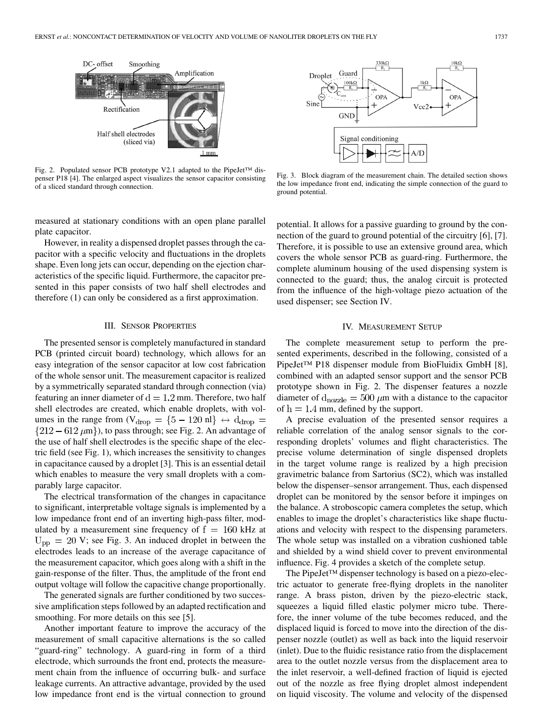Fig. 2. Populated sensor PCB prototype V2.1 adapted to the PipeJet™ dispenser P18 [4]. The enlarged aspect visualizes the sensor capacitor consisting of a sliced standard through connection.

Fig. 3. Block diagram of the measurement chain. The detailed section shows the low impedance front end, indicating the simple connection of the guard to ground potential.

measured at stationary conditions with an open plane parallel plate capacitor.

However, in reality a dispensed droplet passes through the capacitor with a specific velocity and fluctuations in the droplets shape. Even long jets can occur, depending on the ejection characteristics of the specific liquid. Furthermore, the capacitor presented in this paper consists of two half shell electrodes and therefore (1) can only be considered as a first approximation.

## III. Sensor Properties

The presented sensor is completely manufactured in standard PCB (printed circuit board) technology, which allows for an easy integration of the sensor capacitor at low cost fabrication of the whole sensor unit. The measurement capacitor is realized by a symmetrically separated standard through connection (via) featuring an inner diameter of $d = 1.2$ mm. Therefore, two half shell electrodes are created, which enable droplets, with volumes in the range from ($V_{drop} = \{5 - 120 \text{ nl}\} \leftrightarrow d_{drop} = \{212 - 612\ \mu\text{m}\}$), to pass through; see Fig. 2. An advantage of the use of half shell electrodes is the specific shape of the electric field (see Fig. 1), which increases the sensitivity to changes in capacitance caused by a droplet [3]. This is an essential detail which enables to measure the very small droplets with a comparably large capacitor.

The electrical transformation of the changes in capacitance to significant, interpretable voltage signals is implemented by a low impedance front end of an inverting high-pass filter, modulated by a measurement sine frequency of $f = 160$ kHz at $U_{pp} = 20$ V; see Fig. 3. An induced droplet in between the electrodes leads to an increase of the average capacitance of the measurement capacitor, which goes along with a shift in the gain-response of the filter. Thus, the amplitude of the front end output voltage will follow the capacitive change proportionally.

The generated signals are further conditioned by two successive amplification steps followed by an adapted rectification and smoothing. For more details on this see [5].

Another important feature to improve the accuracy of the measurement of small capacitive alternations is the so called "guard-ring" technology. A guard-ring in form of a third electrode, which surrounds the front end, protects the measurement chain from the influence of occurring bulk- and surface leakage currents. An attractive advantage, provided by the used low impedance front end is the virtual connection to ground potential. It allows for a passive guarding to ground by the connection of the guard to ground potential of the circuitry [6], [7]. Therefore, it is possible to use an extensive ground area, which covers the whole sensor PCB as guard-ring. Furthermore, the complete aluminum housing of the used dispensing system is connected to the guard; thus, the analog circuit is protected from the influence of the high-voltage piezo actuation of the used dispenser; see Section IV.

## IV. Measurement Setup

The complete measurement setup to perform the presented experiments, described in the following, consisted of a PipeJet™ P18 dispenser module from BioFluidix GmbH [8], combined with an adapted sensor support and the sensor PCB prototype shown in Fig. 2. The dispenser features a nozzle diameter of $d_{nozzle} = 500\ \mu$m with a distance to the capacitor of $h = 1.4$ mm, defined by the support.

A precise evaluation of the presented sensor requires a reliable correlation of the analog sensor signals to the corresponding droplets' volumes and flight characteristics. The precise volume determination of single dispensed droplets in the target volume range is realized by a high precision gravimetric balance from Sartorius (SC2), which was installed below the dispenser–sensor arrangement. Thus, each dispensed droplet can be monitored by the sensor before it impinges on the balance. A stroboscopic camera completes the setup, which enables to image the droplet's characteristics like shape fluctuations and velocity with respect to the dispensing parameters. The whole setup was installed on a vibration cushioned table and shielded by a wind shield cover to prevent environmental influence. Fig. 4 provides a sketch of the complete setup.

The PipeJet™ dispenser technology is based on a piezo-electric actuator to generate free-flying droplets in the nanoliter range. A brass piston, driven by the piezo-electric stack, squeezes a liquid filled elastic polymer micro tube. Therefore, the inner volume of the tube becomes reduced, and the displaced liquid is forced to move into the direction of the dispenser nozzle (outlet) as well as back into the liquid reservoir (inlet). Due to the fluidic resistance ratio from the displacement area to the outlet nozzle versus from the displacement area to the inlet reservoir, a well-defined fraction of liquid is ejected out of the nozzle as free flying droplet almost independent on liquid viscosity. The volume and velocity of the dispensed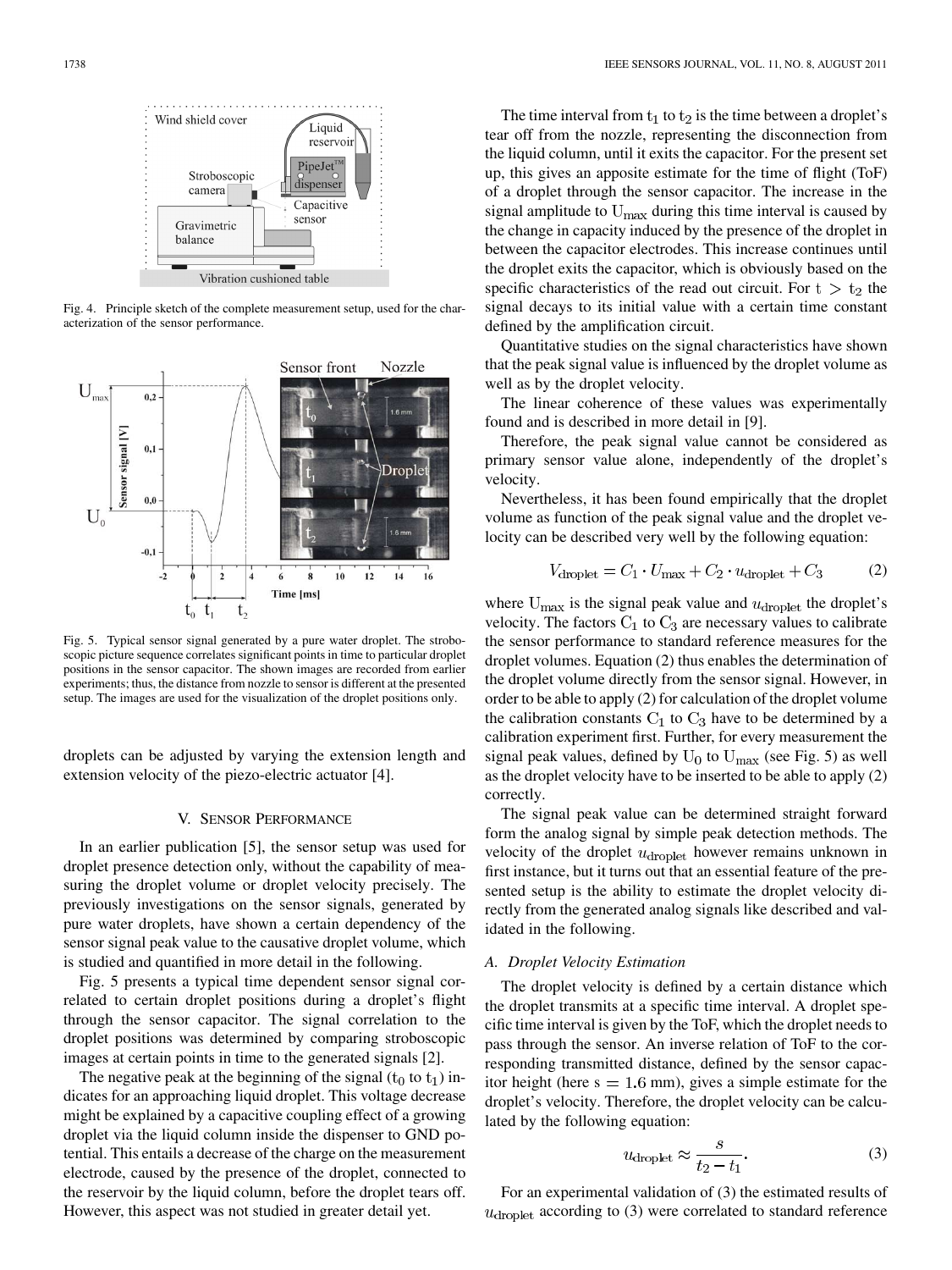Fig. 4. Principle sketch of the complete measurement setup, used for the characterization of the sensor performance.

Fig. 5. Typical sensor signal generated by a pure water droplet. The stroboscopic picture sequence correlates significant points in time to particular droplet positions in the sensor capacitor. The shown images are recorded from earlier experiments; thus, the distance from nozzle to sensor is different at the presented setup. The images are used for the visualization of the droplet positions only.

droplets can be adjusted by varying the extension length and extension velocity of the piezo-electric actuator [4].

## V. Sensor Performance

In an earlier publication [5], the sensor setup was used for droplet presence detection only, without the capability of measuring the droplet volume or droplet velocity precisely. The previously investigations on the sensor signals, generated by pure water droplets, have shown a certain dependency of the sensor signal peak value to the causative droplet volume, which is studied and quantified in more detail in the following.

Fig. 5 presents a typical time dependent sensor signal correlated to certain droplet positions during a droplet's flight through the sensor capacitor. The signal correlation to the droplet positions was determined by comparing stroboscopic images at certain points in time to the generated signals [2].

The negative peak at the beginning of the signal ($t_0$ to $t_1$) indicates for an approaching liquid droplet. This voltage decrease might be explained by a capacitive coupling effect of a growing droplet via the liquid column inside the dispenser to GND potential. This entails a decrease of the charge on the measurement electrode, caused by the presence of the droplet, connected to the reservoir by the liquid column, before the droplet tears off. However, this aspect was not studied in greater detail yet.

The time interval from $t_1$ to $t_2$ is the time between a droplet's tear off from the nozzle, representing the disconnection from the liquid column, until it exits the capacitor. For the present set up, this gives an apposite estimate for the time of flight (ToF) of a droplet through the sensor capacitor. The increase in the signal amplitude to $U_{max}$ during this time interval is caused by the change in capacity induced by the presence of the droplet in between the capacitor electrodes. This increase continues until the droplet exits the capacitor, which is obviously based on the specific characteristics of the read out circuit. For $t > t_2$ the signal decays to its initial value with a certain time constant defined by the amplification circuit.

Quantitative studies on the signal characteristics have shown that the peak signal value is influenced by the droplet volume as well as by the droplet velocity.

The linear coherence of these values was experimentally found and is described in more detail in [9].

Therefore, the peak signal value cannot be considered as primary sensor value alone, independently of the droplet's velocity.

Nevertheless, it has been found empirically that the droplet volume as function of the peak signal value and the droplet velocity can be described very well by the following equation:

$$V_{\mathrm{droplet}} = C_1 \cdot U_{\mathrm{max}} + C_2 \cdot u_{\mathrm{droplet}} + C_3 \tag{2}$$

where $U_{max}$ is the signal peak value and $u_{\mathrm{droplet}}$ the droplet's velocity. The factors $C_1$ to $C_3$ are necessary values to calibrate the sensor performance to standard reference measures for the droplet volumes. Equation (2) thus enables the determination of the droplet volume directly from the sensor signal. However, in order to be able to apply (2) for calculation of the droplet volume the calibration constants $C_1$ to $C_3$ have to be determined by a calibration experiment first. Further, for every measurement the signal peak values, defined by $U_0$ to $U_{max}$ (see Fig. 5) as well as the droplet velocity have to be inserted to be able to apply (2) correctly.

The signal peak value can be determined straight forward form the analog signal by simple peak detection methods. The velocity of the droplet $u_{\mathrm{droplet}}$ however remains unknown in first instance, but it turns out that an essential feature of the presented setup is the ability to estimate the droplet velocity directly from the generated analog signals like described and validated in the following.

### A. Droplet Velocity Estimation

The droplet velocity is defined by a certain distance which the droplet transmits at a specific time interval. A droplet specific time interval is given by the ToF, which the droplet needs to pass through the sensor. An inverse relation of ToF to the corresponding transmitted distance, defined by the sensor capacitor height (here $s = 1.6$ mm), gives a simple estimate for the droplet's velocity. Therefore, the droplet velocity can be calculated by the following equation:

$$u_{\mathrm{droplet}} \approx \frac{s}{t_2 - t_1}. \tag{3}$$

For an experimental validation of (3) the estimated results of $u_{\mathrm{droplet}}$ according to (3) were correlated to standard reference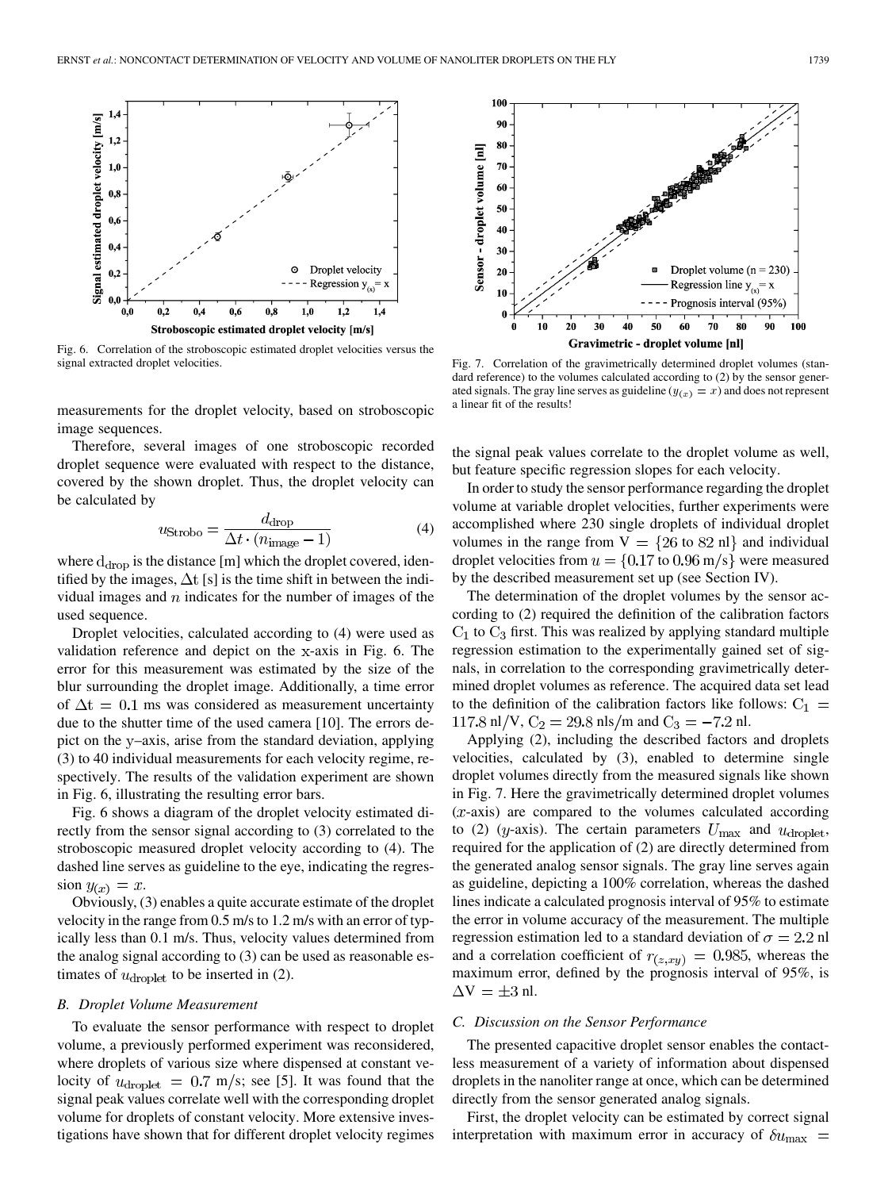Fig. 6. Correlation of the stroboscopic estimated droplet velocities versus the signal extracted droplet velocities.

Fig. 7. Correlation of the gravimetrically determined droplet volumes (standard reference) to the volumes calculated according to (2) by the sensor generated signals. The gray line serves as guideline ($y_{(x)} = x$) and does not represent a linear fit of the results!

measurements for the droplet velocity, based on stroboscopic image sequences.

Therefore, several images of one stroboscopic recorded droplet sequence were evaluated with respect to the distance, covered by the shown droplet. Thus, the droplet velocity can be calculated by

$$u_{\text{Strobo}} = \frac{d_{\text{drop}}}{\Delta t \cdot (n_{\text{image}} - 1)} \tag{4}$$

where $d_{\text{drop}}$ is the distance [m] which the droplet covered, identified by the images, $\Delta t$ [s] is the time shift in between the individual images and $n$ indicates for the number of images of the used sequence.

Droplet velocities, calculated according to (4) were used as validation reference and depict on the x-axis in Fig. 6. The error for this measurement was estimated by the size of the blur surrounding the droplet image. Additionally, a time error of $\Delta t = 0.1$ ms was considered as measurement uncertainty due to the shutter time of the used camera [10]. The errors depict on the y–axis, arise from the standard deviation, applying (3) to 40 individual measurements for each velocity regime, respectively. The results of the validation experiment are shown in Fig. 6, illustrating the resulting error bars.

Fig. 6 shows a diagram of the droplet velocity estimated directly from the sensor signal according to (3) correlated to the stroboscopic measured droplet velocity according to (4). The dashed line serves as guideline to the eye, indicating the regression $y_{(x)} = x$.

Obviously, (3) enables a quite accurate estimate of the droplet velocity in the range from 0.5 m/s to 1.2 m/s with an error of typically less than 0.1 m/s. Thus, velocity values determined from the analog signal according to (3) can be used as reasonable estimates of $u_{\text{droplet}}$ to be inserted in (2).

### B. Droplet Volume Measurement

To evaluate the sensor performance with respect to droplet volume, a previously performed experiment was reconsidered, where droplets of various size where dispensed at constant velocity of $u_{\text{droplet}} = 0.7$ m/s; see [5]. It was found that the signal peak values correlate well with the corresponding droplet volume for droplets of constant velocity. More extensive investigations have shown that for different droplet velocity regimes the signal peak values correlate to the droplet volume as well, but feature specific regression slopes for each velocity.

In order to study the sensor performance regarding the droplet volume at variable droplet velocities, further experiments were accomplished where 230 single droplets of individual droplet volumes in the range from $V = \{26 \text{ to } 82 \text{ nl}\}$ and individual droplet velocities from $u = \{0.17 \text{ to } 0.96 \text{ m/s}\}$ were measured by the described measurement set up (see Section IV).

The determination of the droplet volumes by the sensor according to (2) required the definition of the calibration factors $C_1$ to $C_3$ first. This was realized by applying standard multiple regression estimation to the experimentally gained set of signals, in correlation to the corresponding gravimetrically determined droplet volumes as reference. The acquired data set lead to the definition of the calibration factors like follows: $C_1 = 117.8$ nl/V, $C_2 = 29.8$ nls/m and $C_3 = -7.2$ nl.

Applying (2), including the described factors and droplets velocities, calculated by (3), enabled to determine single droplet volumes directly from the measured signals like shown in Fig. 7. Here the gravimetrically determined droplet volumes ($x$-axis) are compared to the volumes calculated according to (2) ($y$-axis). The certain parameters $U_{\max}$ and $u_{\text{droplet}}$, required for the application of (2) are directly determined from the generated analog sensor signals. The gray line serves again as guideline, depicting a 100% correlation, whereas the dashed lines indicate a calculated prognosis interval of 95% to estimate the error in volume accuracy of the measurement. The multiple regression estimation led to a standard deviation of $\sigma = 2.2$ nl and a correlation coefficient of $r_{(z,xy)} = 0.985$, whereas the maximum error, defined by the prognosis interval of 95%, is $\Delta V = \pm 3$ nl.

### C. Discussion on the Sensor Performance

The presented capacitive droplet sensor enables the contactless measurement of a variety of information about dispensed droplets in the nanoliter range at once, which can be determined directly from the sensor generated analog signals.

First, the droplet velocity can be estimated by correct signal interpretation with maximum error in accuracy of $\delta u_{\max} =$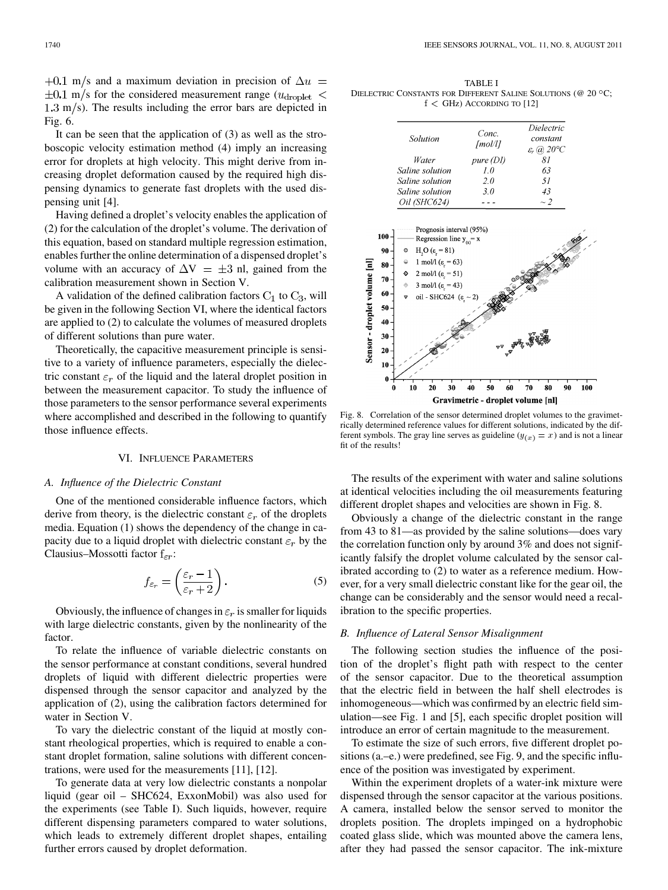$+0.1$ m/s and a maximum deviation in precision of $\Delta u = \pm 0.1$ m/s for the considered measurement range ($u_{\text{droplet}} < 1.3$ m/s). The results including the error bars are depicted in Fig. 6.

It can be seen that the application of (3) as well as the stroboscopic velocity estimation method (4) imply an increasing error for droplets at high velocity. This might derive from increasing droplet deformation caused by the required high dispensing dynamics to generate fast droplets with the used dispensing unit [4].

Having defined a droplet's velocity enables the application of (2) for the calculation of the droplet's volume. The derivation of this equation, based on standard multiple regression estimation, enables further the online determination of a dispensed droplet's volume with an accuracy of $\Delta V = \pm 3$ nl, gained from the calibration measurement shown in Section V.

A validation of the defined calibration factors $C_1$ to $C_3$, will be given in the following Section VI, where the identical factors are applied to (2) to calculate the volumes of measured droplets of different solutions than pure water.

Theoretically, the capacitive measurement principle is sensitive to a variety of influence parameters, especially the dielectric constant $\varepsilon_r$ of the liquid and the lateral droplet position in between the measurement capacitor. To study the influence of those parameters to the sensor performance several experiments where accomplished and described in the following to quantify those influence effects.

## VI. Influence Parameters

### A. Influence of the Dielectric Constant

One of the mentioned considerable influence factors, which derive from theory, is the dielectric constant $\varepsilon_r$ of the droplets media. Equation (1) shows the dependency of the change in capacity due to a liquid droplet with dielectric constant $\varepsilon_r$ by the Clausius–Mossotti factor $f_{\varepsilon r}$:

$$f_{\varepsilon_r} = \left(\frac{\varepsilon_r - 1}{\varepsilon_r + 2}\right). \tag{5}$$

Obviously, the influence of changes in $\varepsilon_r$ is smaller for liquids with large dielectric constants, given by the nonlinearity of the factor.

To relate the influence of variable dielectric constants on the sensor performance at constant conditions, several hundred droplets of liquid with different dielectric properties were dispensed through the sensor capacitor and analyzed by the application of (2), using the calibration factors determined for water in Section V.

To vary the dielectric constant of the liquid at mostly constant rheological properties, which is required to enable a constant droplet formation, saline solutions with different concentrations, were used for the measurements [11], [12].

To generate data at very low dielectric constants a nonpolar liquid (gear oil – SHC624, ExxonMobil) was also used for the experiments (see Table I). Such liquids, however, require different dispensing parameters compared to water solutions, which leads to extremely different droplet shapes, entailing further errors caused by droplet deformation.

TABLE I
Dielectric Constants for Different Saline Solutions (@ 20 °C; f < GHz) According to [12]

| *Solution* | *Conc. [mol/l]* | *Dielectric constant $\varepsilon_r$ @ 20°C* |
|---|---|---|
| *Water* | *pure (DI)* | *81* |
| *Saline solution* | *1.0* | *63* |
| *Saline solution* | *2.0* | *51* |
| *Saline solution* | *3.0* | *43* |
| *Oil (SHC624)* | *- - -* | *~ 2* |

Fig. 8. Correlation of the sensor determined droplet volumes to the gravimetrically determined reference values for different solutions, indicated by the different symbols. The gray line serves as guideline ($y_{(x)} = x$) and is not a linear fit of the results!

The results of the experiment with water and saline solutions at identical velocities including the oil measurements featuring different droplet shapes and velocities are shown in Fig. 8.

Obviously a change of the dielectric constant in the range from 43 to 81—as provided by the saline solutions—does vary the correlation function only by around 3% and does not significantly falsify the droplet volume calculated by the sensor calibrated according to (2) to water as a reference medium. However, for a very small dielectric constant like for the gear oil, the change can be considerably and the sensor would need a recalibration to the specific properties.

### B. Influence of Lateral Sensor Misalignment

The following section studies the influence of the position of the droplet's flight path with respect to the center of the sensor capacitor. Due to the theoretical assumption that the electric field in between the half shell electrodes is inhomogeneous—which was confirmed by an electric field simulation—see Fig. 1 and [5], each specific droplet position will introduce an error of certain magnitude to the measurement.

To estimate the size of such errors, five different droplet positions (a.–e.) were predefined, see Fig. 9, and the specific influence of the position was investigated by experiment.

Within the experiment droplets of a water-ink mixture were dispensed through the sensor capacitor at the various positions. A camera, installed below the sensor served to monitor the droplets position. The droplets impinged on a hydrophobic coated glass slide, which was mounted above the camera lens, after they had passed the sensor capacitor. The ink-mixture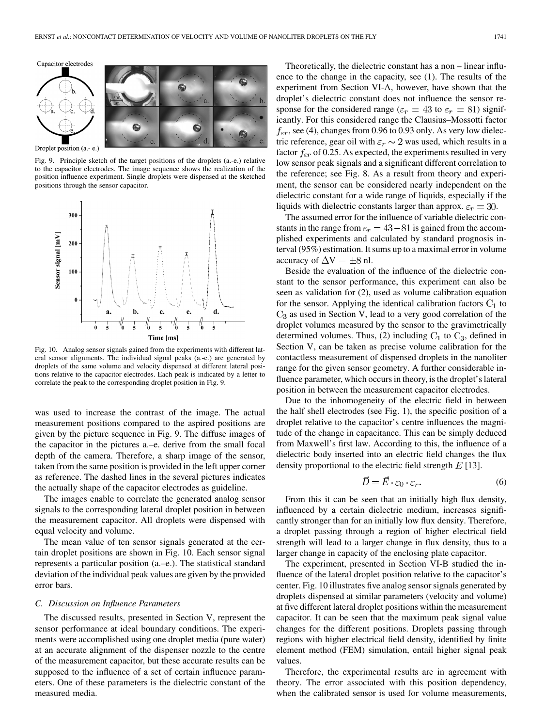Fig. 9. Principle sketch of the target positions of the droplets (a.-e.) relative to the capacitor electrodes. The image sequence shows the realization of the position influence experiment. Single droplets were dispensed at the sketched positions through the sensor capacitor.

Fig. 10. Analog sensor signals gained from the experiments with different lateral sensor alignments. The individual signal peaks (a.-e.) are generated by droplets of the same volume and velocity dispensed at different lateral positions relative to the capacitor electrodes. Each peak is indicated by a letter to correlate the peak to the corresponding droplet position in Fig. 9.

was used to increase the contrast of the image. The actual measurement positions compared to the aspired positions are given by the picture sequence in Fig. 9. The diffuse images of the capacitor in the pictures a.–e. derive from the small focal depth of the camera. Therefore, a sharp image of the sensor, taken from the same position is provided in the left upper corner as reference. The dashed lines in the several pictures indicates the actually shape of the capacitor electrodes as guideline.

The images enable to correlate the generated analog sensor signals to the corresponding lateral droplet position in between the measurement capacitor. All droplets were dispensed with equal velocity and volume.

The mean value of ten sensor signals generated at the certain droplet positions are shown in Fig. 10. Each sensor signal represents a particular position (a.–e.). The statistical standard deviation of the individual peak values are given by the provided error bars.

### C. Discussion on Influence Parameters

The discussed results, presented in Section V, represent the sensor performance at ideal boundary conditions. The experiments were accomplished using one droplet media (pure water) at an accurate alignment of the dispenser nozzle to the centre of the measurement capacitor, but these accurate results can be supposed to the influence of a set of certain influence parameters. One of these parameters is the dielectric constant of the measured media.

Theoretically, the dielectric constant has a non – linear influence to the change in the capacity, see (1). The results of the experiment from Section VI-A, however, have shown that the droplet's dielectric constant does not influence the sensor response for the considered range ($\varepsilon_r = 43$ to $\varepsilon_r = 81$) significantly. For this considered range the Clausius–Mossotti factor $f_{\varepsilon r}$, see (4), changes from 0.96 to 0.93 only. As very low dielectric reference, gear oil with $\varepsilon_r \sim 2$ was used, which results in a factor $f_{\varepsilon r}$ of 0.25. As expected, the experiments resulted in very low sensor peak signals and a significant different correlation to the reference; see Fig. 8. As a result from theory and experiment, the sensor can be considered nearly independent on the dielectric constant for a wide range of liquids, especially if the liquids with dielectric constants larger than approx. $\varepsilon_r = 30$.

The assumed error for the influence of variable dielectric constants in the range from $\varepsilon_r = 43-81$ is gained from the accomplished experiments and calculated by standard prognosis interval (95%) estimation. It sums up to a maximal error in volume accuracy of $\Delta V = \pm 8$ nl.

Beside the evaluation of the influence of the dielectric constant to the sensor performance, this experiment can also be seen as validation for (2), used as volume calibration equation for the sensor. Applying the identical calibration factors $C_1$ to $C_3$ as used in Section V, lead to a very good correlation of the droplet volumes measured by the sensor to the gravimetrically determined volumes. Thus, (2) including $C_1$ to $C_3$, defined in Section V, can be taken as precise volume calibration for the contactless measurement of dispensed droplets in the nanoliter range for the given sensor geometry. A further considerable influence parameter, which occurs in theory, is the droplet's lateral position in between the measurement capacitor electrodes.

Due to the inhomogeneity of the electric field in between the half shell electrodes (see Fig. 1), the specific position of a droplet relative to the capacitor's centre influences the magnitude of the change in capacitance. This can be simply deduced from Maxwell's first law. According to this, the influence of a dielectric body inserted into an electric field changes the flux density proportional to the electric field strength $E$ [13].

$$\vec{D} = \vec{E} \cdot \varepsilon_0 \cdot \varepsilon_r. \tag{6}$$

From this it can be seen that an initially high flux density, influenced by a certain dielectric medium, increases significantly stronger than for an initially low flux density. Therefore, a droplet passing through a region of higher electrical field strength will lead to a larger change in flux density, thus to a larger change in capacity of the enclosing plate capacitor.

The experiment, presented in Section VI-B studied the influence of the lateral droplet position relative to the capacitor's center. Fig. 10 illustrates five analog sensor signals generated by droplets dispensed at similar parameters (velocity and volume) at five different lateral droplet positions within the measurement capacitor. It can be seen that the maximum peak signal value changes for the different positions. Droplets passing through regions with higher electrical field density, identified by finite element method (FEM) simulation, entail higher signal peak values.

Therefore, the experimental results are in agreement with theory. The error associated with this position dependency, when the calibrated sensor is used for volume measurements,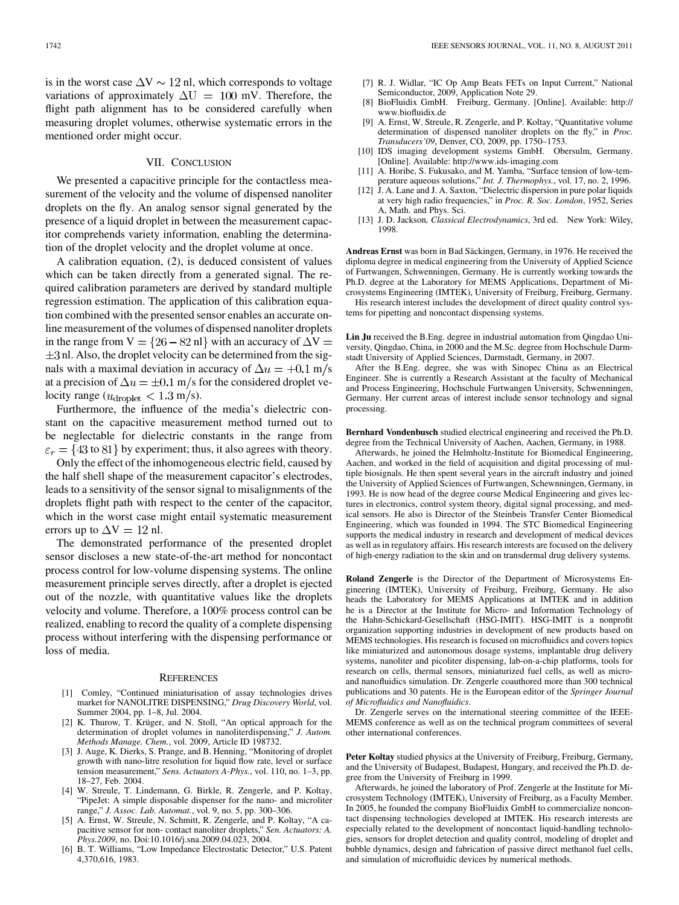is in the worst case $\Delta V \sim 12$ nl, which corresponds to voltage variations of approximately $\Delta U = 100$ mV. Therefore, the flight path alignment has to be considered carefully when measuring droplet volumes, otherwise systematic errors in the mentioned order might occur.

## VII. Conclusion

We presented a capacitive principle for the contactless measurement of the velocity and the volume of dispensed nanoliter droplets on the fly. An analog sensor signal generated by the presence of a liquid droplet in between the measurement capacitor comprehends variety information, enabling the determination of the droplet velocity and the droplet volume at once.

A calibration equation, (2), is deduced consistent of values which can be taken directly from a generated signal. The required calibration parameters are derived by standard multiple regression estimation. The application of this calibration equation combined with the presented sensor enables an accurate online measurement of the volumes of dispensed nanoliter droplets in the range from $V = \{26 - 82 \text{ nl}\}$ with an accuracy of $\Delta V = \pm 3$ nl. Also, the droplet velocity can be determined from the signals with a maximal deviation in accuracy of $\Delta u = +0.1$ m/s at a precision of $\Delta u = \pm 0.1$ m/s for the considered droplet velocity range ($u_{\text{droplet}} < 1.3$ m/s).

Furthermore, the influence of the media's dielectric constant on the capacitive measurement method turned out to be neglectable for dielectric constants in the range from $\varepsilon_r = \{43 \text{ to } 81\}$ by experiment; thus, it also agrees with theory.

Only the effect of the inhomogeneous electric field, caused by the half shell shape of the measurement capacitor's electrodes, leads to a sensitivity of the sensor signal to misalignments of the droplets flight path with respect to the center of the capacitor, which in the worst case might entail systematic measurement errors up to $\Delta V = 12$ nl.

The demonstrated performance of the presented droplet sensor discloses a new state-of-the-art method for noncontact process control for low-volume dispensing systems. The online measurement principle serves directly, after a droplet is ejected out of the nozzle, with quantitative values like the droplets velocity and volume. Therefore, a 100% process control can be realized, enabling to record the quality of a complete dispensing process without interfering with the dispensing performance or loss of media.

## References

[1] Comley, "Continued miniaturisation of assay technologies drives market for NANOLITRE DISPENSING," *Drug Discovery World*, vol. Summer 2004, pp. 1–8, Jul. 2004.

[2] K. Thurow, T. Krüger, and N. Stoll, "An optical approach for the determination of droplet volumes in nanoliterdispensing," *J. Autom. Methods Manage. Chem.*, vol. 2009, Article ID 198732.

[3] J. Auge, K. Dierks, S. Prange, and B. Henning, "Monitoring of droplet growth with nano-litre resolution for liquid flow rate, level or surface tension measurement," *Sens. Actuators A-Phys.*, vol. 110, no. 1–3, pp. 18–27, Feb. 2004.

[4] W. Streule, T. Lindemann, G. Birkle, R. Zengerle, and P. Koltay, "PipeJet: A simple disposable dispenser for the nano- and microliter range," *J. Assoc. Lab. Automat.*, vol. 9, no. 5, pp. 300–306.

[5] A. Ernst, W. Streule, N. Schmitt, R. Zengerle, and P. Koltay, "A capacitive sensor for non- contact nanoliter droplets," *Sen. Actuators: A. Phys.2009*, no. Doi:10.1016/j.sna.2009.04.023, 2004.

[6] B. T. Williams, "Low Impedance Electrostatic Detector," U.S. Patent 4,370,616, 1983.

[7] R. J. Widlar, "IC Op Amp Beats FETs on Input Current," National Semiconductor, 2009, Application Note 29.

[8] BioFluidix GmbH. Freiburg, Germany. [Online]. Available: http://www.biofluidix.de

[9] A. Ernst, W. Streule, R. Zengerle, and P. Koltay, "Quantitative volume determination of dispensed nanoliter droplets on the fly," in *Proc. Transducers'09*, Denver, CO, 2009, pp. 1750–1753.

[10] IDS imaging development systems GmbH. Obersulm, Germany. [Online]. Available: http://www.ids-imaging.com

[11] A. Horibe, S. Fukusako, and M. Yamba, "Surface tension of low-temperature aqueous solutions," *Int. J. Thermophys.*, vol. 17, no. 2, 1996.

[12] J. A. Lane and J. A. Saxton, "Dielectric dispersion in pure polar liquids at very high radio frequencies," in *Proc. R. Soc. London*, 1952, Series A, Math. and Phys. Sci.

[13] J. D. Jackson*, Classical Electrodynamics*, 3rd ed. New York: Wiley, 1998.

**Andreas Ernst** was born in Bad Säckingen, Germany, in 1976. He received the diploma degree in medical engineering from the University of Applied Science of Furtwangen, Schwenningen, Germany. He is currently working towards the Ph.D. degree at the Laboratory for MEMS Applications, Department of Microsystems Engineering (IMTEK), University of Freiburg, Freiburg, Germany.

His research interest includes the development of direct quality control systems for pipetting and noncontact dispensing systems.

**Lin Ju** received the B.Eng. degree in industrial automation from Qingdao University, Qingdao, China, in 2000 and the M.Sc. degree from Hochschule Darmstadt University of Applied Sciences, Darmstadt, Germany, in 2007.

After the B.Eng. degree, she was with Sinopec China as an Electrical Engineer. She is currently a Research Assistant at the faculty of Mechanical and Process Engineering, Hochschule Furtwangen University, Schwenningen, Germany. Her current areas of interest include sensor technology and signal processing.

**Bernhard Vondenbusch** studied electrical engineering and received the Ph.D. degree from the Technical University of Aachen, Aachen, Germany, in 1988.

Afterwards, he joined the Helmholtz-Institute for Biomedical Engineering, Aachen, and worked in the field of acquisition and digital processing of multiple biosignals. He then spent several years in the aircraft industry and joined the University of Applied Sciences of Furtwangen, Schewnningen, Germany, in 1993. He is now head of the degree course Medical Engineering and gives lectures in electronics, control system theory, digital signal processing, and medical sensors. He also is Director of the Steinbeis Transfer Center Biomedical Engineering, which was founded in 1994. The STC Biomedical Engineering supports the medical industry in research and development of medical devices as well as in regulatory affairs. His research interests are focused on the delivery of high-energy radiation to the skin and on transdermal drug delivery systems.

**Roland Zengerle** is the Director of the Department of Microsystems Engineering (IMTEK), University of Freiburg, Freiburg, Germany. He also heads the Laboratory for MEMS Applications at IMTEK and in addition he is a Director at the Institute for Micro- and Information Technology of the Hahn-Schickard-Gesellschaft (HSG-IMIT). HSG-IMIT is a nonprofit organization supporting industries in development of new products based on MEMS technologies. His research is focused on microfluidics and covers topics like miniaturized and autonomous dosage systems, implantable drug delivery systems, nanoliter and picoliter dispensing, lab-on-a-chip platforms, tools for research on cells, thermal sensors, miniaturized fuel cells, as well as micro- and nanofluidics simulation. Dr. Zengerle coauthored more than 300 technical publications and 30 patents. He is the European editor of the *Springer Journal of Microfluidics and Nanofluidics*.

Dr. Zengerle serves on the international steering committee of the IEEE-MEMS conference as well as on the technical program committees of several other international conferences.

**Peter Koltay** studied physics at the University of Freiburg, Freiburg, Germany, and the University of Budapest, Budapest, Hungary, and received the Ph.D. degree from the University of Freiburg in 1999.

Afterwards, he joined the laboratory of Prof. Zengerle at the Institute for Microsystem Technology (IMTEK), University of Freiburg, as a Faculty Member. In 2005, he founded the company BioFluidix GmbH to commercialize noncontact dispensing technologies developed at IMTEK. His research interests are especially related to the development of noncontact liquid-handling technologies, sensors for droplet detection and quality control, modeling of droplet and bubble dynamics, design and fabrication of passive direct methanol fuel cells, and simulation of microfluidic devices by numerical methods.